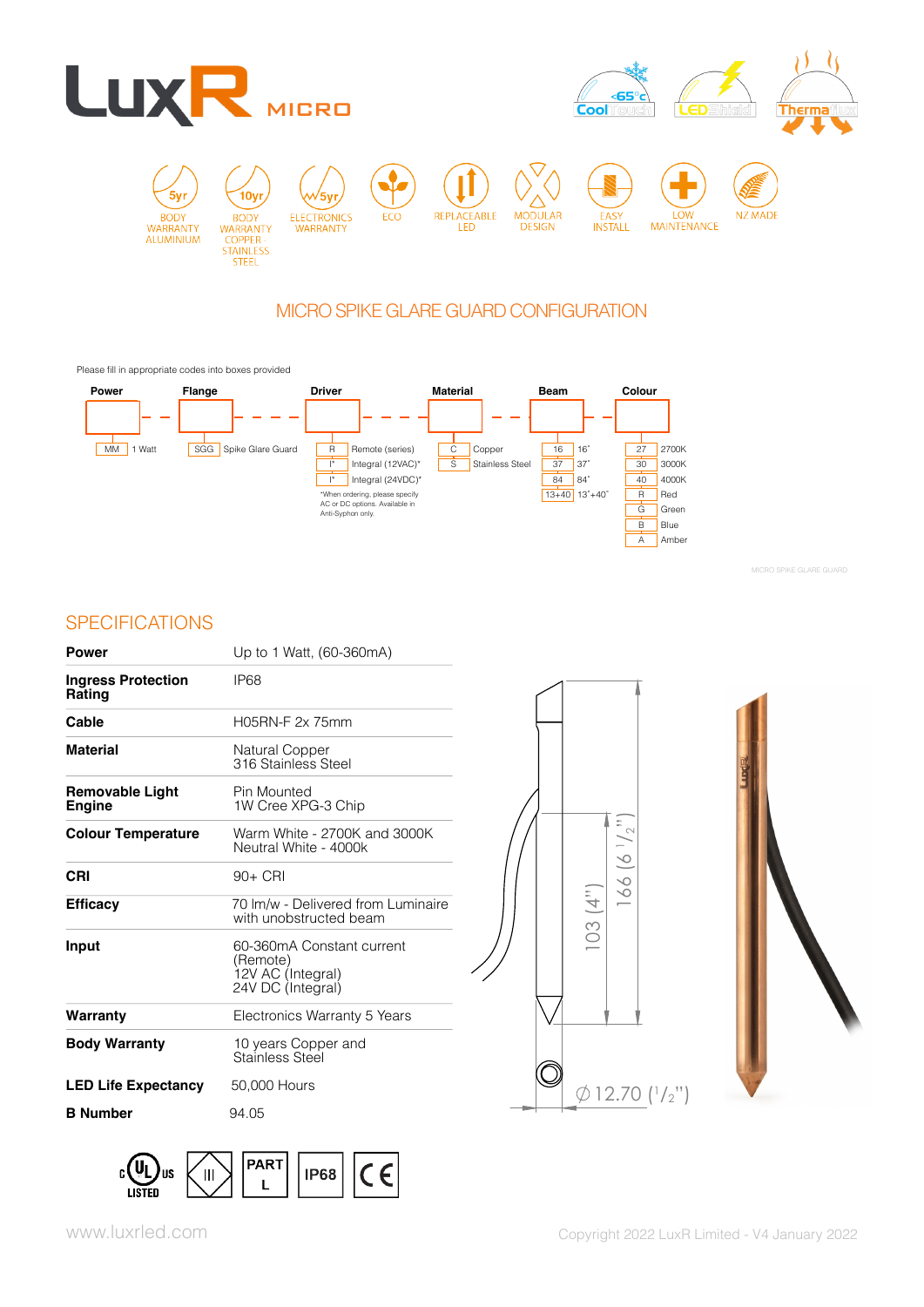# LuxR MICRO

CoolTouch · LEDShield · Thermaflux

5yr BODY WARRANTY ALUMINIUM · 10yr BODY WARRANTY COPPER STAINLESS STEEL · 5yr ELECTRONICS WARRANTY · ECO · REPLACEABLE LED · MODULAR DESIGN · EASY INSTALL · LOW MAINTENANCE · NZ MADE

## MICRO SPIKE GLARE GUARD CONFIGURATION

Please fill in appropriate codes into boxes provided

**Power** – **Flange** – **Driver** – **Material** – **Beam** – **Colour**

**Power**

| Code | Description |
|---|---|
| MM | 1 Watt |

**Flange**

| Code | Description |
|---|---|
| SGG | Spike Glare Guard |

**Driver**

| Code | Description |
|---|---|
| R | Remote (series) |
| I* | Integral (12VAC)* |
| I* | Integral (24VDC)* |

*When ordering, please specify AC or DC options. Available in Anti-Syphon only.

**Material**

| Code | Description |
|---|---|
| C | Copper |
| S | Stainless Steel |

**Beam**

| Code | Description |
|---|---|
| 16 | 16˚ |
| 37 | 37˚ |
| 84 | 84˚ |
| 13+40 | 13˚+40˚ |

**Colour**

| Code | Description |
|---|---|
| 27 | 2700K |
| 30 | 3000K |
| 40 | 4000K |
| R | Red |
| G | Green |
| B | Blue |
| A | Amber |

MICRO SPIKE GLARE GUARD

## SPECIFICATIONS

| | |
|---|---|
| **Power** | Up to 1 Watt, (60-360mA) |
| **Ingress Protection Rating** | IP68 |
| **Cable** | H05RN-F 2x 75mm |
| **Material** | Natural Copper<br>316 Stainless Steel |
| **Removable Light Engine** | Pin Mounted<br>1W Cree XPG-3 Chip |
| **Colour Temperature** | Warm White - 2700K and 3000K<br>Neutral White - 4000k |
| **CRI** | 90+ CRI |
| **Efficacy** | 70 lm/w - Delivered from Luminaire with unobstructed beam |
| **Input** | 60-360mA Constant current (Remote)<br>12V AC (Integral)<br>24V DC (Integral) |
| **Warranty** | Electronics Warranty 5 Years |
| **Body Warranty** | 10 years Copper and Stainless Steel |
| **LED Life Expectancy** | 50,000 Hours |
| **B Number** | 94.05 |

Dimensions: 103 (4"), 166 (6 1/2"), ∅ 12.70 (1/2")

c UL us LISTED · III · PART L · IP68 · CE

www.luxrled.com

Copyright 2022 LuxR Limited - V4 January 2022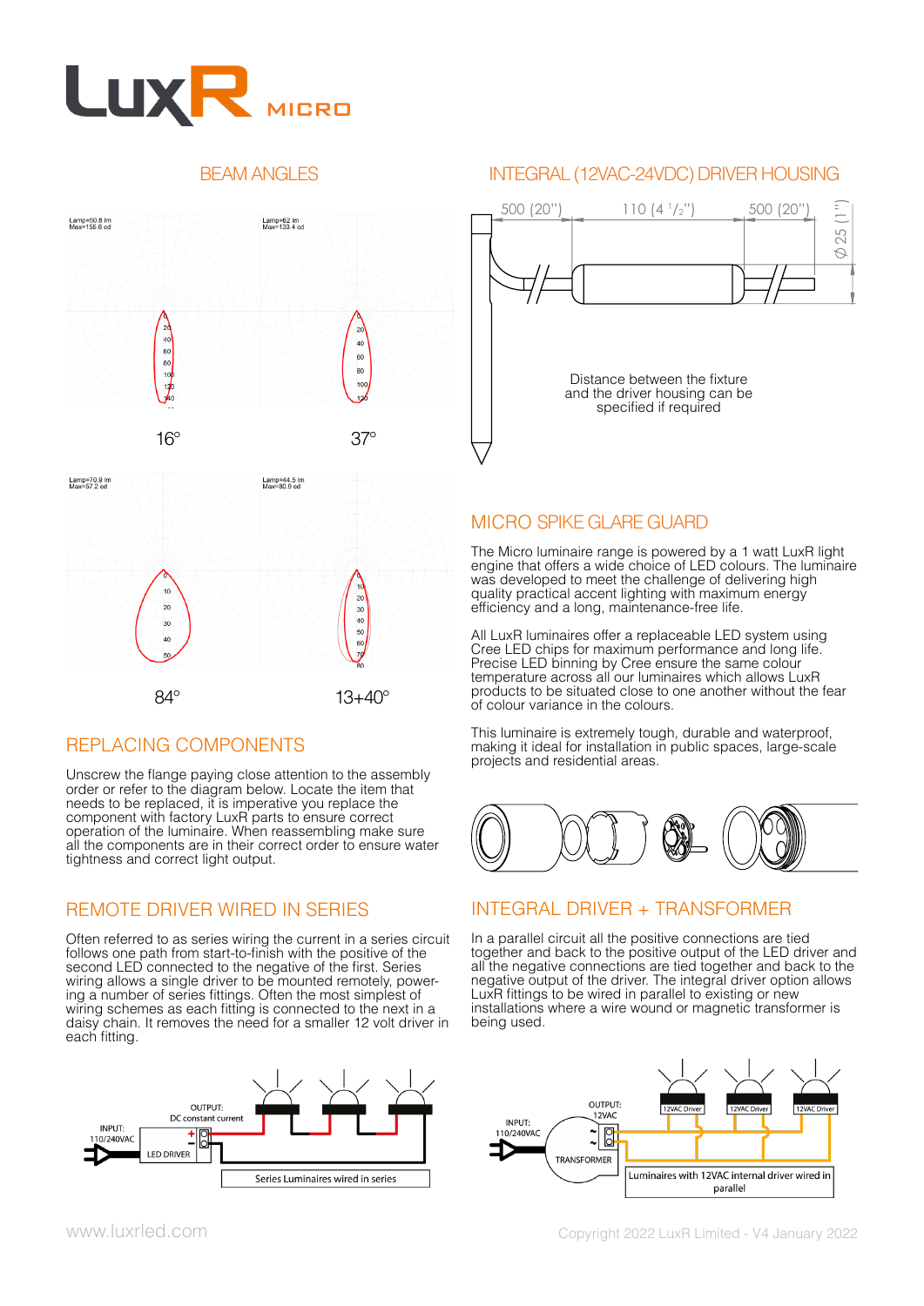# LuxR MICRO

## BEAM ANGLES

Lamp=50.8 lm
Max=156.6 cd

16°

Lamp=62 lm
Max=133.4 cd

37°

Lamp=70.9 lm
Max=57.2 cd

84°

Lamp=44.5 lm
Max=80.9 cd

13+40°

## INTEGRAL (12VAC-24VDC) DRIVER HOUSING

500 (20")
110 (4 ½")
500 (20")
Ø 25 (1")

Distance between the fixture and the driver housing can be specified if required

## REPLACING COMPONENTS

Unscrew the flange paying close attention to the assembly order or refer to the diagram below. Locate the item that needs to be replaced, it is imperative you replace the component with factory LuxR parts to ensure correct operation of the luminaire. When reassembling make sure all the components are in their correct order to ensure water tightness and correct light output.

## MICRO SPIKE GLARE GUARD

The Micro luminaire range is powered by a 1 watt LuxR light engine that offers a wide choice of LED colours. The luminaire was developed to meet the challenge of delivering high quality practical accent lighting with maximum energy efficiency and a long, maintenance-free life.

All LuxR luminaires offer a replaceable LED system using Cree LED chips for maximum performance and long life. Precise LED binning by Cree ensure the same colour temperature across all our luminaires which allows LuxR products to be situated close to one another without the fear of colour variance in the colours.

This luminaire is extremely tough, durable and waterproof, making it ideal for installation in public spaces, large-scale projects and residential areas.

## REMOTE DRIVER WIRED IN SERIES

Often referred to as series wiring the current in a series circuit follows one path from start-to-finish with the positive of the second LED connected to the negative of the first. Series wiring allows a single driver to be mounted remotely, powering a number of series fittings. Often the most simplest of wiring schemes as each fitting is connected to the next in a daisy chain. It removes the need for a smaller 12 volt driver in each fitting.

INPUT: 110/240VAC
OUTPUT: DC constant current
LED DRIVER
Series Luminaires wired in series

## INTEGRAL DRIVER + TRANSFORMER

In a parallel circuit all the positive connections are tied together and back to the positive output of the LED driver and all the negative connections are tied together and back to the negative output of the driver. The integral driver option allows LuxR fittings to be wired in parallel to existing or new installations where a wire wound or magnetic transformer is being used.

INPUT: 110/240VAC
OUTPUT: 12VAC
TRANSFORMER
12VAC Driver
12VAC Driver
12VAC Driver
Luminaires with 12VAC internal driver wired in parallel

www.luxrled.com

Copyright 2022 LuxR Limited - V4 January 2022